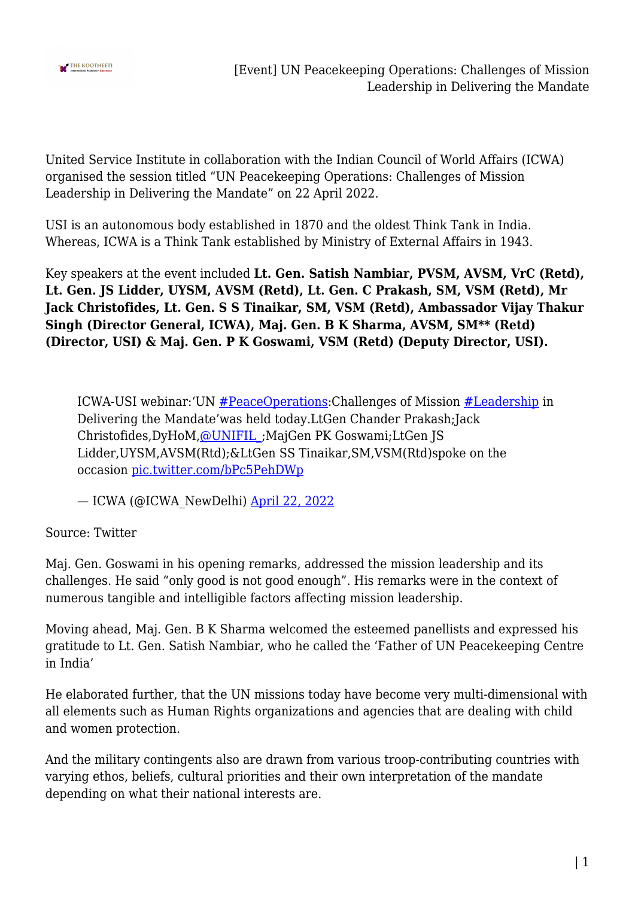# [Event] UN Peacekeeping Operations: Challenges of Mission Leadership in Delivering the Mandate

United Service Institute in collaboration with the Indian Council of World Affairs (ICWA) organised the session titled "UN Peacekeeping Operations: Challenges of Mission Leadership in Delivering the Mandate" on 22 April 2022.

USI is an autonomous body established in 1870 and the oldest Think Tank in India. Whereas, ICWA is a Think Tank established by Ministry of External Affairs in 1943.

Key speakers at the event included **Lt. Gen. Satish Nambiar, PVSM, AVSM, VrC (Retd), Lt. Gen. JS Lidder, UYSM, AVSM (Retd), Lt. Gen. C Prakash, SM, VSM (Retd), Mr Jack Christofides, Lt. Gen. S S Tinaikar, SM, VSM (Retd), Ambassador Vijay Thakur Singh (Director General, ICWA), Maj. Gen. B K Sharma, AVSM, SM** (Retd) (Director, USI) & Maj. Gen. P K Goswami, VSM (Retd) (Deputy Director, USI).**

> ICWA-USI webinar:'UN [#PeaceOperations](#):Challenges of Mission [#Leadership](#) in Delivering the Mandate'was held today.LtGen Chander Prakash;Jack Christofides,DyHoM,[@UNIFIL_](#);MajGen PK Goswami;LtGen JS Lidder,UYSM,AVSM(Rtd);&LtGen SS Tinaikar,SM,VSM(Rtd)spoke on the occasion [pic.twitter.com/bPc5PehDWp](#)
>
> — ICWA (@ICWA_NewDelhi) [April 22, 2022](#)

Source: Twitter

Maj. Gen. Goswami in his opening remarks, addressed the mission leadership and its challenges. He said "only good is not good enough". His remarks were in the context of numerous tangible and intelligible factors affecting mission leadership.

Moving ahead, Maj. Gen. B K Sharma welcomed the esteemed panellists and expressed his gratitude to Lt. Gen. Satish Nambiar, who he called the 'Father of UN Peacekeeping Centre in India'

He elaborated further, that the UN missions today have become very multi-dimensional with all elements such as Human Rights organizations and agencies that are dealing with child and women protection.

And the military contingents also are drawn from various troop-contributing countries with varying ethos, beliefs, cultural priorities and their own interpretation of the mandate depending on what their national interests are.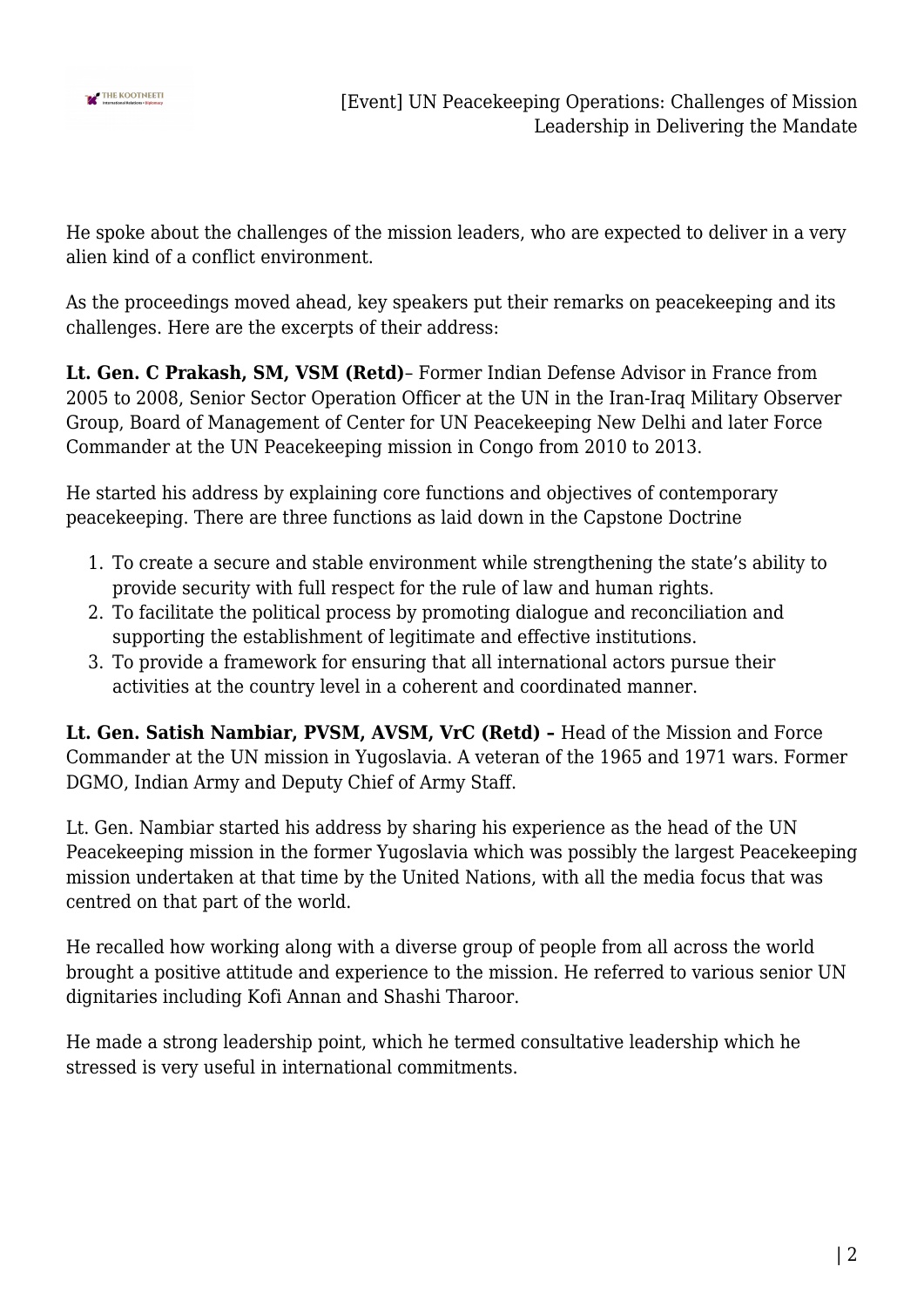He spoke about the challenges of the mission leaders, who are expected to deliver in a very alien kind of a conflict environment.

As the proceedings moved ahead, key speakers put their remarks on peacekeeping and its challenges. Here are the excerpts of their address:

**Lt. Gen. C Prakash, SM, VSM (Retd)**– Former Indian Defense Advisor in France from 2005 to 2008, Senior Sector Operation Officer at the UN in the Iran-Iraq Military Observer Group, Board of Management of Center for UN Peacekeeping New Delhi and later Force Commander at the UN Peacekeeping mission in Congo from 2010 to 2013.

He started his address by explaining core functions and objectives of contemporary peacekeeping. There are three functions as laid down in the Capstone Doctrine

1. To create a secure and stable environment while strengthening the state's ability to provide security with full respect for the rule of law and human rights.
2. To facilitate the political process by promoting dialogue and reconciliation and supporting the establishment of legitimate and effective institutions.
3. To provide a framework for ensuring that all international actors pursue their activities at the country level in a coherent and coordinated manner.

**Lt. Gen. Satish Nambiar, PVSM, AVSM, VrC (Retd) –** Head of the Mission and Force Commander at the UN mission in Yugoslavia. A veteran of the 1965 and 1971 wars. Former DGMO, Indian Army and Deputy Chief of Army Staff.

Lt. Gen. Nambiar started his address by sharing his experience as the head of the UN Peacekeeping mission in the former Yugoslavia which was possibly the largest Peacekeeping mission undertaken at that time by the United Nations, with all the media focus that was centred on that part of the world.

He recalled how working along with a diverse group of people from all across the world brought a positive attitude and experience to the mission. He referred to various senior UN dignitaries including Kofi Annan and Shashi Tharoor.

He made a strong leadership point, which he termed consultative leadership which he stressed is very useful in international commitments.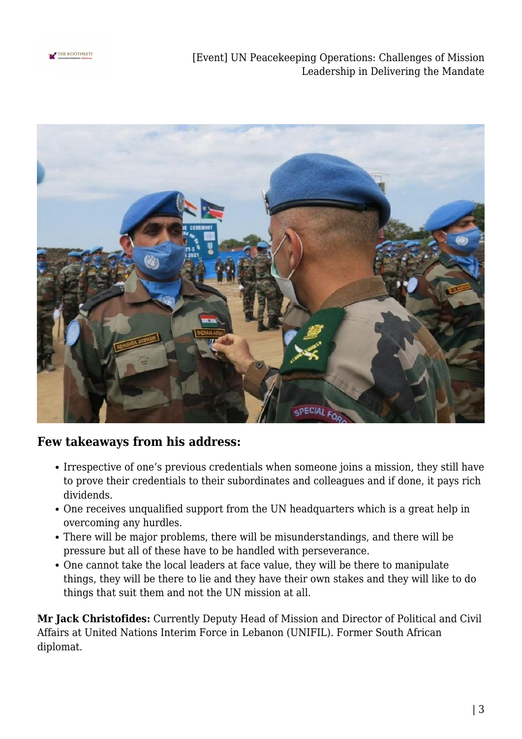### Few takeaways from his address:

- Irrespective of one's previous credentials when someone joins a mission, they still have to prove their credentials to their subordinates and colleagues and if done, it pays rich dividends.
- One receives unqualified support from the UN headquarters which is a great help in overcoming any hurdles.
- There will be major problems, there will be misunderstandings, and there will be pressure but all of these have to be handled with perseverance.
- One cannot take the local leaders at face value, they will be there to manipulate things, they will be there to lie and they have their own stakes and they will like to do things that suit them and not the UN mission at all.

**Mr Jack Christofides:** Currently Deputy Head of Mission and Director of Political and Civil Affairs at United Nations Interim Force in Lebanon (UNIFIL). Former South African diplomat.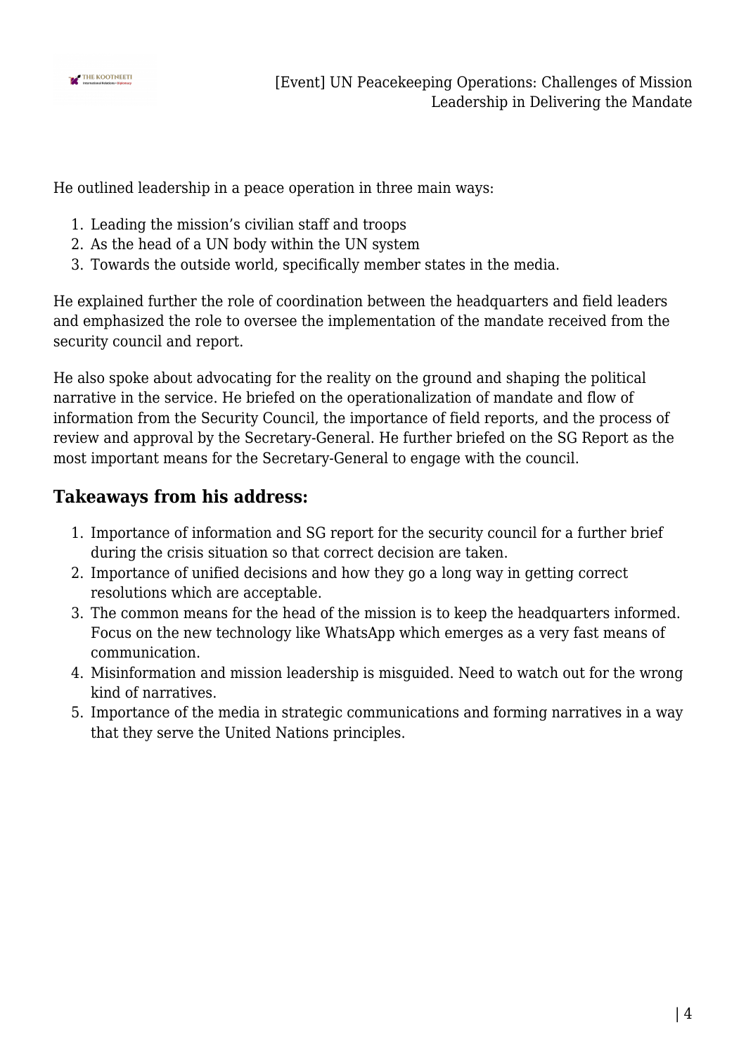He outlined leadership in a peace operation in three main ways:

1. Leading the mission's civilian staff and troops
2. As the head of a UN body within the UN system
3. Towards the outside world, specifically member states in the media.

He explained further the role of coordination between the headquarters and field leaders and emphasized the role to oversee the implementation of the mandate received from the security council and report.

He also spoke about advocating for the reality on the ground and shaping the political narrative in the service. He briefed on the operationalization of mandate and flow of information from the Security Council, the importance of field reports, and the process of review and approval by the Secretary-General. He further briefed on the SG Report as the most important means for the Secretary-General to engage with the council.

## Takeaways from his address:

1. Importance of information and SG report for the security council for a further brief during the crisis situation so that correct decision are taken.
2. Importance of unified decisions and how they go a long way in getting correct resolutions which are acceptable.
3. The common means for the head of the mission is to keep the headquarters informed. Focus on the new technology like WhatsApp which emerges as a very fast means of communication.
4. Misinformation and mission leadership is misguided. Need to watch out for the wrong kind of narratives.
5. Importance of the media in strategic communications and forming narratives in a way that they serve the United Nations principles.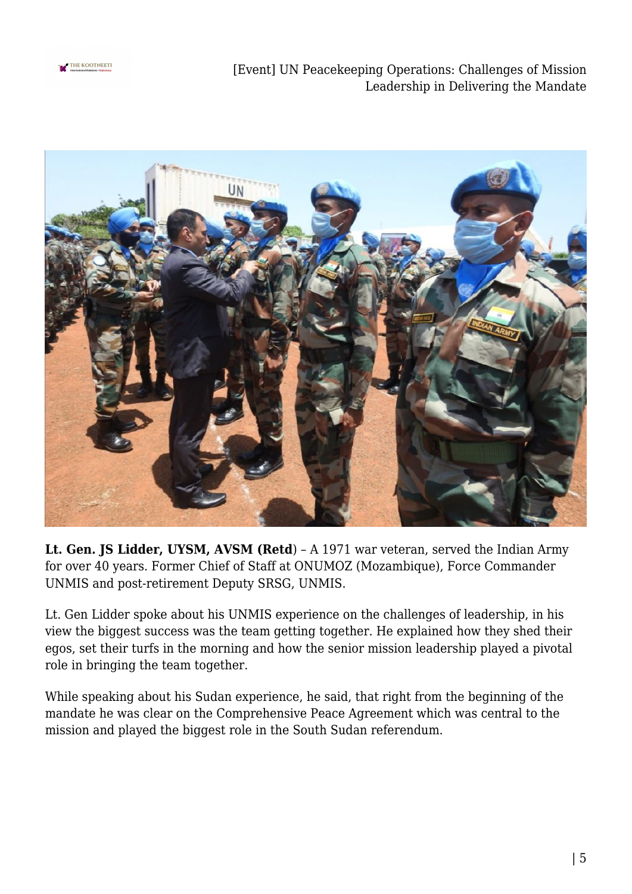**Lt. Gen. JS Lidder, UYSM, AVSM (Retd**) – A 1971 war veteran, served the Indian Army for over 40 years. Former Chief of Staff at ONUMOZ (Mozambique), Force Commander UNMIS and post-retirement Deputy SRSG, UNMIS.

Lt. Gen Lidder spoke about his UNMIS experience on the challenges of leadership, in his view the biggest success was the team getting together. He explained how they shed their egos, set their turfs in the morning and how the senior mission leadership played a pivotal role in bringing the team together.

While speaking about his Sudan experience, he said, that right from the beginning of the mandate he was clear on the Comprehensive Peace Agreement which was central to the mission and played the biggest role in the South Sudan referendum.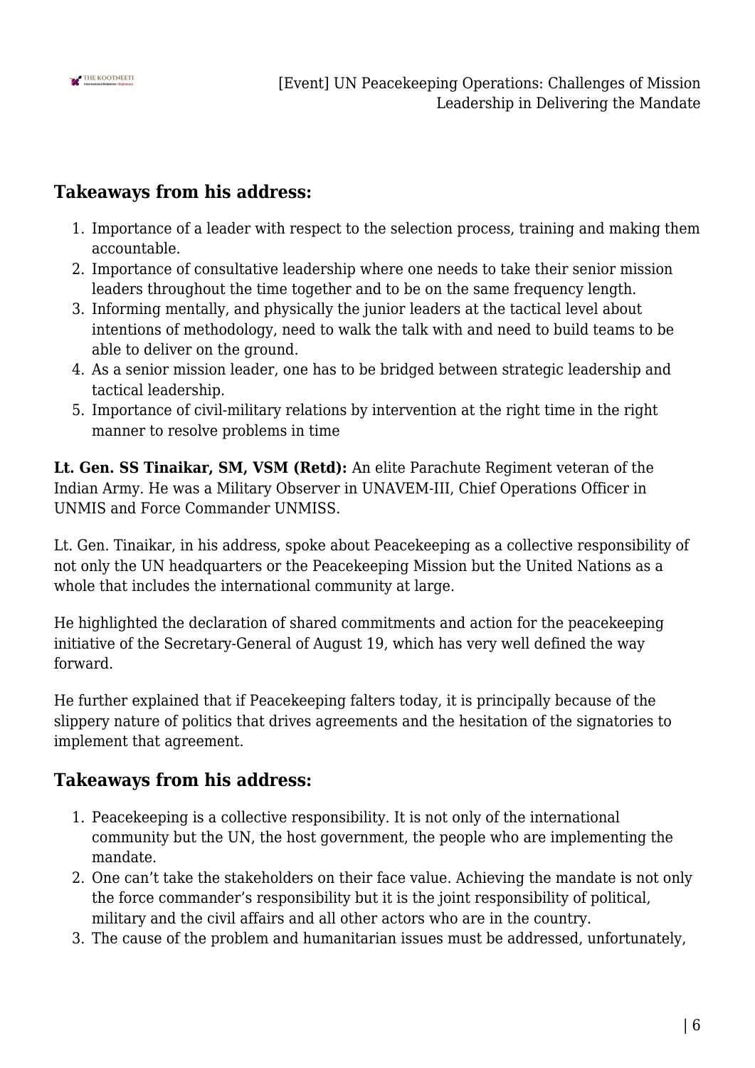## Takeaways from his address:

1. Importance of a leader with respect to the selection process, training and making them accountable.
2. Importance of consultative leadership where one needs to take their senior mission leaders throughout the time together and to be on the same frequency length.
3. Informing mentally, and physically the junior leaders at the tactical level about intentions of methodology, need to walk the talk with and need to build teams to be able to deliver on the ground.
4. As a senior mission leader, one has to be bridged between strategic leadership and tactical leadership.
5. Importance of civil-military relations by intervention at the right time in the right manner to resolve problems in time

**Lt. Gen. SS Tinaikar, SM, VSM (Retd):** An elite Parachute Regiment veteran of the Indian Army. He was a Military Observer in UNAVEM-III, Chief Operations Officer in UNMIS and Force Commander UNMISS.

Lt. Gen. Tinaikar, in his address, spoke about Peacekeeping as a collective responsibility of not only the UN headquarters or the Peacekeeping Mission but the United Nations as a whole that includes the international community at large.

He highlighted the declaration of shared commitments and action for the peacekeeping initiative of the Secretary-General of August 19, which has very well defined the way forward.

He further explained that if Peacekeeping falters today, it is principally because of the slippery nature of politics that drives agreements and the hesitation of the signatories to implement that agreement.

## Takeaways from his address:

1. Peacekeeping is a collective responsibility. It is not only of the international community but the UN, the host government, the people who are implementing the mandate.
2. One can't take the stakeholders on their face value. Achieving the mandate is not only the force commander's responsibility but it is the joint responsibility of political, military and the civil affairs and all other actors who are in the country.
3. The cause of the problem and humanitarian issues must be addressed, unfortunately,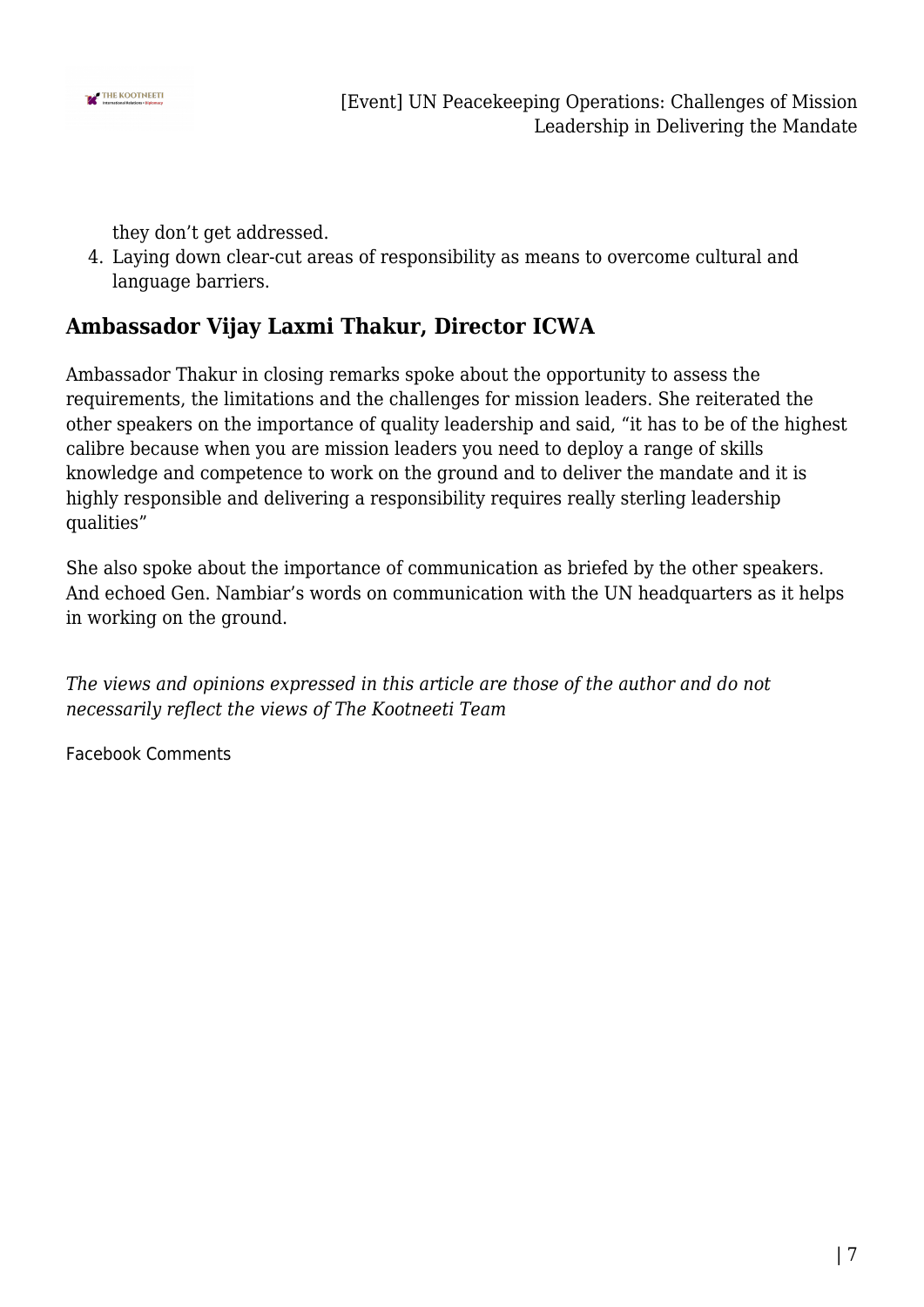they don't get addressed.

4. Laying down clear-cut areas of responsibility as means to overcome cultural and language barriers.

## Ambassador Vijay Laxmi Thakur, Director ICWA

Ambassador Thakur in closing remarks spoke about the opportunity to assess the requirements, the limitations and the challenges for mission leaders. She reiterated the other speakers on the importance of quality leadership and said, "it has to be of the highest calibre because when you are mission leaders you need to deploy a range of skills knowledge and competence to work on the ground and to deliver the mandate and it is highly responsible and delivering a responsibility requires really sterling leadership qualities"

She also spoke about the importance of communication as briefed by the other speakers. And echoed Gen. Nambiar's words on communication with the UN headquarters as it helps in working on the ground.

*The views and opinions expressed in this article are those of the author and do not necessarily reflect the views of The Kootneeti Team*

Facebook Comments